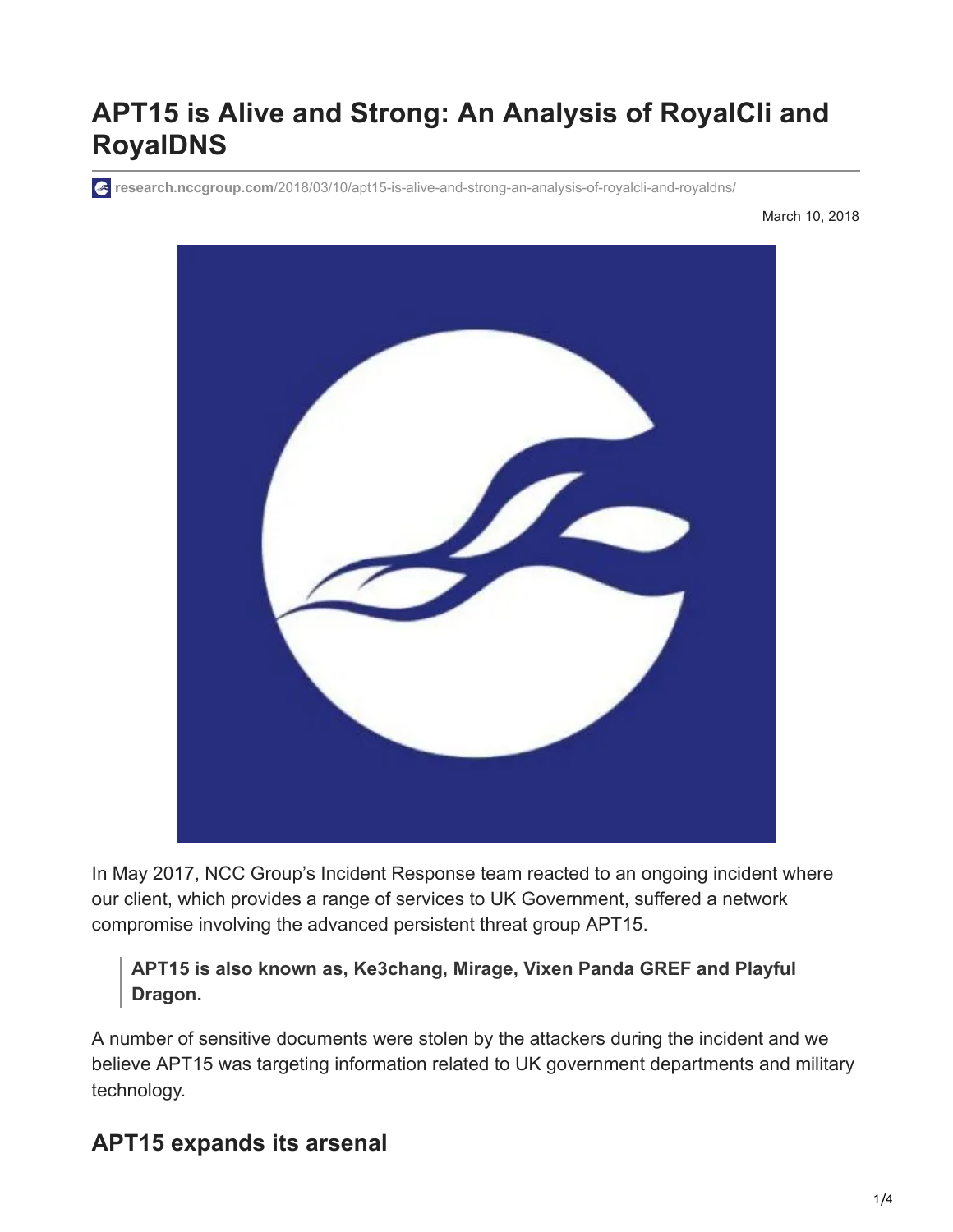# APT15 is Alive and Strong: An Analysis of RoyalCli and RoyalDNS

research.nccgroup.com/2018/03/10/apt15-is-alive-and-strong-an-analysis-of-royalcli-and-royaldns/

March 10, 2018

In May 2017, NCC Group's Incident Response team reacted to an ongoing incident where our client, which provides a range of services to UK Government, suffered a network compromise involving the advanced persistent threat group APT15.

> **APT15 is also known as, Ke3chang, Mirage, Vixen Panda GREF and Playful Dragon.**

A number of sensitive documents were stolen by the attackers during the incident and we believe APT15 was targeting information related to UK government departments and military technology.

## APT15 expands its arsenal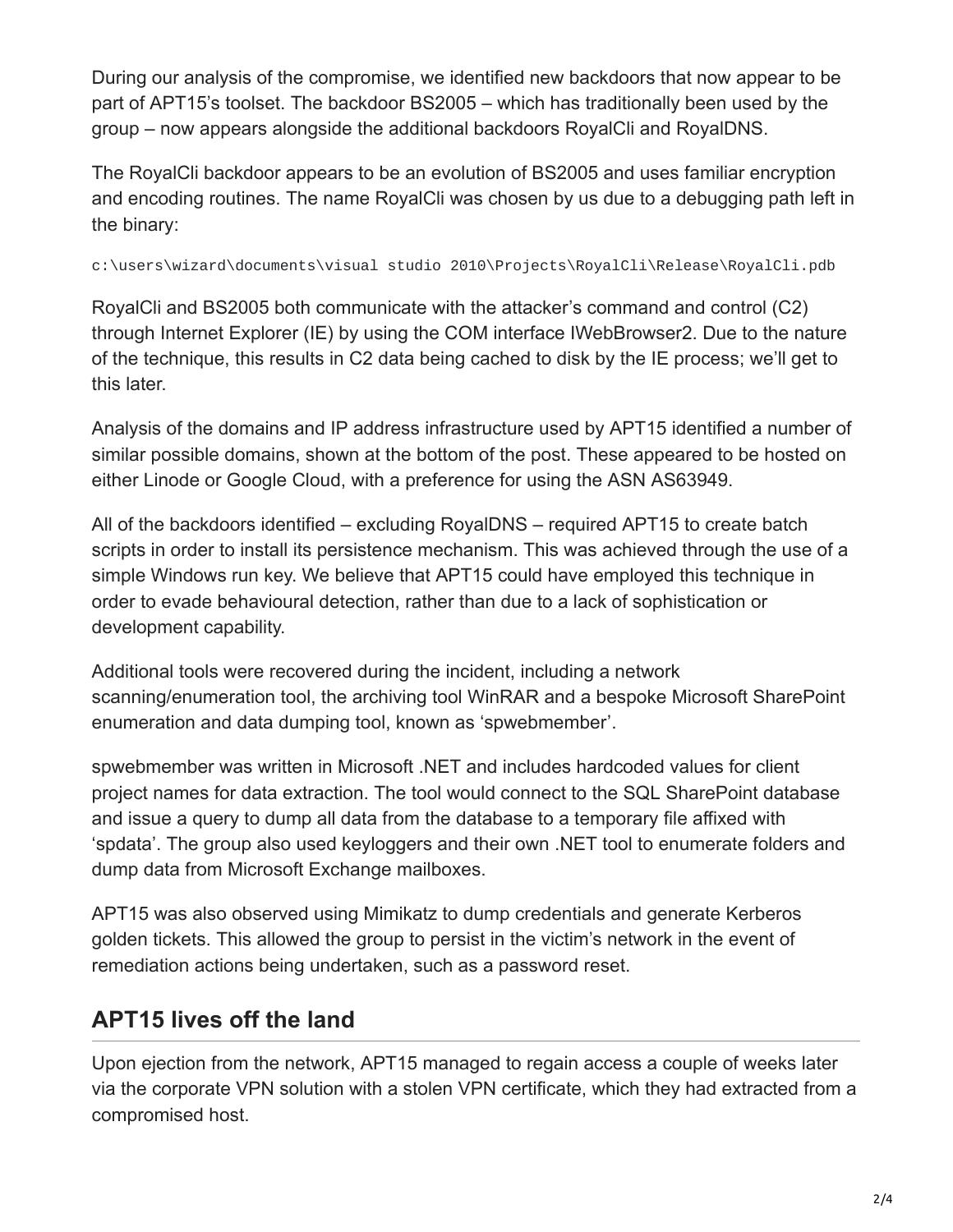During our analysis of the compromise, we identified new backdoors that now appear to be part of APT15's toolset. The backdoor BS2005 – which has traditionally been used by the group – now appears alongside the additional backdoors RoyalCli and RoyalDNS.

The RoyalCli backdoor appears to be an evolution of BS2005 and uses familiar encryption and encoding routines. The name RoyalCli was chosen by us due to a debugging path left in the binary:

```
c:\users\wizard\documents\visual studio 2010\Projects\RoyalCli\Release\RoyalCli.pdb
```

RoyalCli and BS2005 both communicate with the attacker's command and control (C2) through Internet Explorer (IE) by using the COM interface IWebBrowser2. Due to the nature of the technique, this results in C2 data being cached to disk by the IE process; we'll get to this later.

Analysis of the domains and IP address infrastructure used by APT15 identified a number of similar possible domains, shown at the bottom of the post. These appeared to be hosted on either Linode or Google Cloud, with a preference for using the ASN AS63949.

All of the backdoors identified – excluding RoyalDNS – required APT15 to create batch scripts in order to install its persistence mechanism. This was achieved through the use of a simple Windows run key. We believe that APT15 could have employed this technique in order to evade behavioural detection, rather than due to a lack of sophistication or development capability.

Additional tools were recovered during the incident, including a network scanning/enumeration tool, the archiving tool WinRAR and a bespoke Microsoft SharePoint enumeration and data dumping tool, known as 'spwebmember'.

spwebmember was written in Microsoft .NET and includes hardcoded values for client project names for data extraction. The tool would connect to the SQL SharePoint database and issue a query to dump all data from the database to a temporary file affixed with 'spdata'. The group also used keyloggers and their own .NET tool to enumerate folders and dump data from Microsoft Exchange mailboxes.

APT15 was also observed using Mimikatz to dump credentials and generate Kerberos golden tickets. This allowed the group to persist in the victim's network in the event of remediation actions being undertaken, such as a password reset.

## APT15 lives off the land

Upon ejection from the network, APT15 managed to regain access a couple of weeks later via the corporate VPN solution with a stolen VPN certificate, which they had extracted from a compromised host.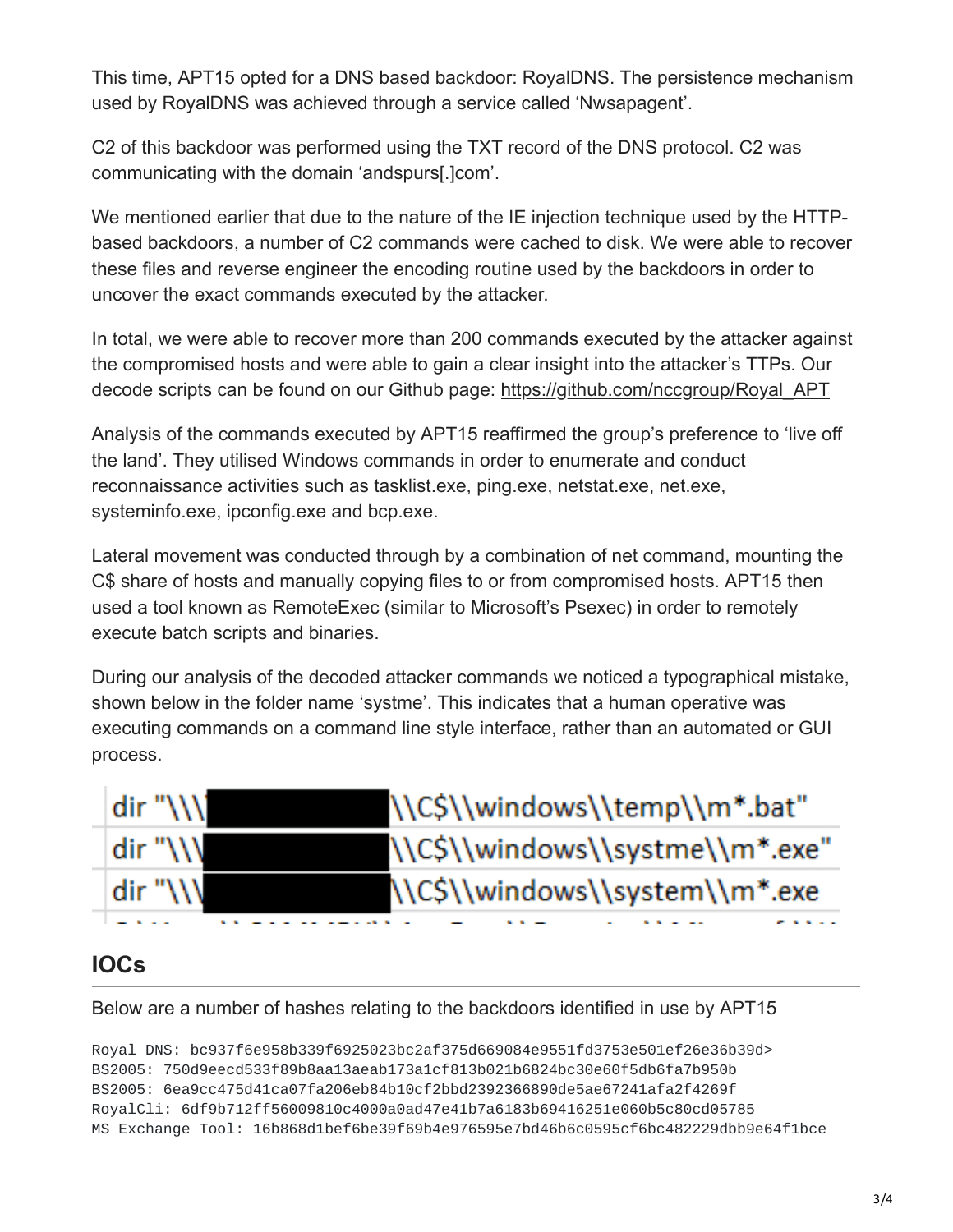This time, APT15 opted for a DNS based backdoor: RoyalDNS. The persistence mechanism used by RoyalDNS was achieved through a service called 'Nwsapagent'.

C2 of this backdoor was performed using the TXT record of the DNS protocol. C2 was communicating with the domain 'andspurs[.]com'.

We mentioned earlier that due to the nature of the IE injection technique used by the HTTP-based backdoors, a number of C2 commands were cached to disk. We were able to recover these files and reverse engineer the encoding routine used by the backdoors in order to uncover the exact commands executed by the attacker.

In total, we were able to recover more than 200 commands executed by the attacker against the compromised hosts and were able to gain a clear insight into the attacker's TTPs. Our decode scripts can be found on our Github page: https://github.com/nccgroup/Royal_APT

Analysis of the commands executed by APT15 reaffirmed the group's preference to 'live off the land'. They utilised Windows commands in order to enumerate and conduct reconnaissance activities such as tasklist.exe, ping.exe, netstat.exe, net.exe, systeminfo.exe, ipconfig.exe and bcp.exe.

Lateral movement was conducted through by a combination of net command, mounting the C$ share of hosts and manually copying files to or from compromised hosts. APT15 then used a tool known as RemoteExec (similar to Microsoft's Psexec) in order to remotely execute batch scripts and binaries.

During our analysis of the decoded attacker commands we noticed a typographical mistake, shown below in the folder name 'systme'. This indicates that a human operative was executing commands on a command line style interface, rather than an automated or GUI process.

```
dir "\\\[REDACTED]\\C$\\windows\\temp\\m*.bat"
dir "\\\[REDACTED]\\C$\\windows\\systme\\m*.exe"
dir "\\\[REDACTED]\\C$\\windows\\system\\m*.exe
```

## IOCs

Below are a number of hashes relating to the backdoors identified in use by APT15

```
Royal DNS: bc937f6e958b339f6925023bc2af375d669084e9551fd3753e501ef26e36b39d>
BS2005: 750d9eecd533f89b8aa13aeab173a1cf813b021b6824bc30e60f5db6fa7b950b
BS2005: 6ea9cc475d41ca07fa206eb84b10cf2bbd2392366890de5ae67241afa2f4269f
RoyalCli: 6df9b712ff56009810c4000a0ad47e41b7a6183b69416251e060b5c80cd05785
MS Exchange Tool: 16b868d1bef6be39f69b4e976595e7bd46b6c0595cf6bc482229dbb9e64f1bce
```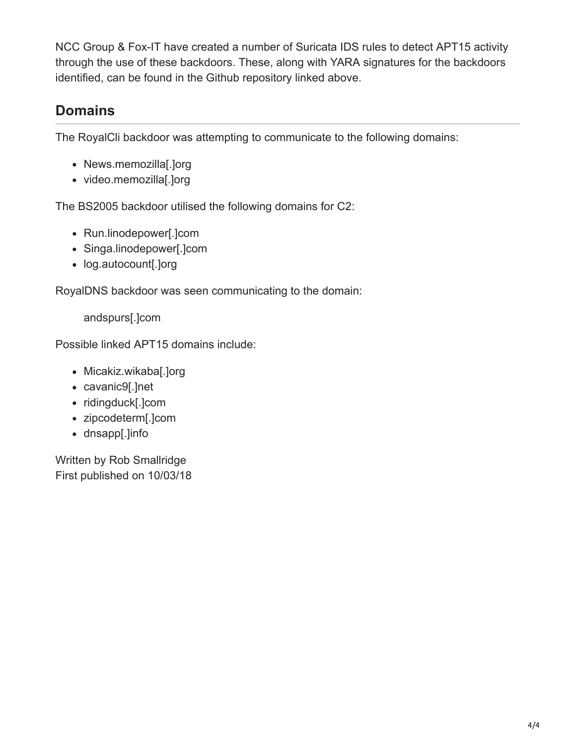NCC Group & Fox-IT have created a number of Suricata IDS rules to detect APT15 activity through the use of these backdoors. These, along with YARA signatures for the backdoors identified, can be found in the Github repository linked above.

## Domains

The RoyalCli backdoor was attempting to communicate to the following domains:

- News.memozilla[.]org
- video.memozilla[.]org

The BS2005 backdoor utilised the following domains for C2:

- Run.linodepower[.]com
- Singa.linodepower[.]com
- log.autocount[.]org

RoyalDNS backdoor was seen communicating to the domain:

andspurs[.]com

Possible linked APT15 domains include:

- Micakiz.wikaba[.]org
- cavanic9[.]net
- ridingduck[.]com
- zipcodeterm[.]com
- dnsapp[.]info

Written by Rob Smallridge
First published on 10/03/18